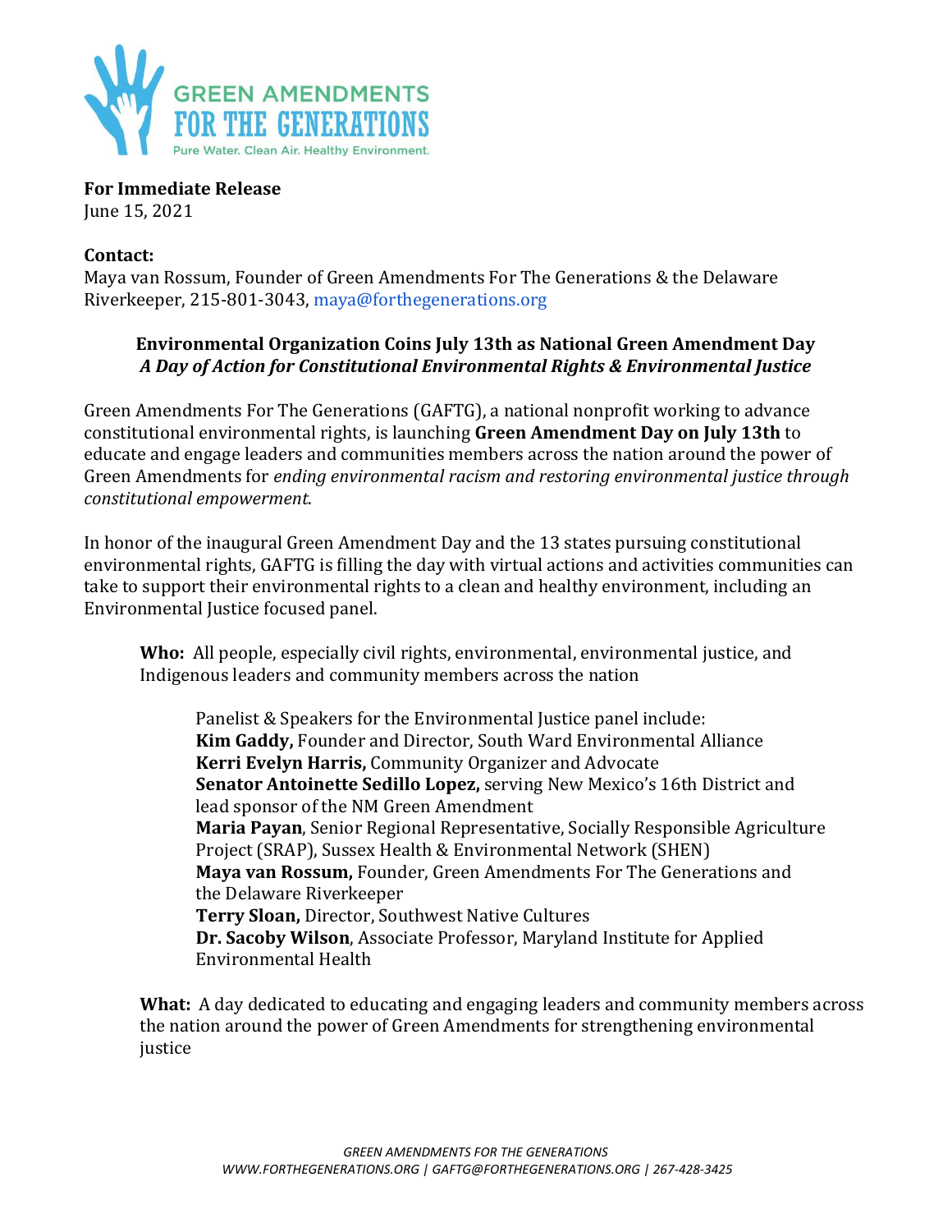GREEN AMENDMENTS FOR THE GENERATIONS

Pure Water. Clean Air. Healthy Environment.

**For Immediate Release**
June 15, 2021

**Contact:**
Maya van Rossum, Founder of Green Amendments For The Generations & the Delaware Riverkeeper, 215-801-3043, maya@forthegenerations.org

## Environmental Organization Coins July 13th as National Green Amendment Day

***A Day of Action for Constitutional Environmental Rights & Environmental Justice***

Green Amendments For The Generations (GAFTG), a national nonprofit working to advance constitutional environmental rights, is launching **Green Amendment Day on July 13th** to educate and engage leaders and communities members across the nation around the power of Green Amendments for *ending environmental racism and restoring environmental justice through constitutional empowerment*.

In honor of the inaugural Green Amendment Day and the 13 states pursuing constitutional environmental rights, GAFTG is filling the day with virtual actions and activities communities can take to support their environmental rights to a clean and healthy environment, including an Environmental Justice focused panel.

**Who:** All people, especially civil rights, environmental, environmental justice, and Indigenous leaders and community members across the nation

Panelist & Speakers for the Environmental Justice panel include:
**Kim Gaddy,** Founder and Director, South Ward Environmental Alliance
**Kerri Evelyn Harris,** Community Organizer and Advocate
**Senator Antoinette Sedillo Lopez,** serving New Mexico's 16th District and lead sponsor of the NM Green Amendment
**Maria Payan**, Senior Regional Representative, Socially Responsible Agriculture Project (SRAP), Sussex Health & Environmental Network (SHEN)
**Maya van Rossum,** Founder, Green Amendments For The Generations and the Delaware Riverkeeper
**Terry Sloan,** Director, Southwest Native Cultures
**Dr. Sacoby Wilson**, Associate Professor, Maryland Institute for Applied Environmental Health

**What:** A day dedicated to educating and engaging leaders and community members across the nation around the power of Green Amendments for strengthening environmental justice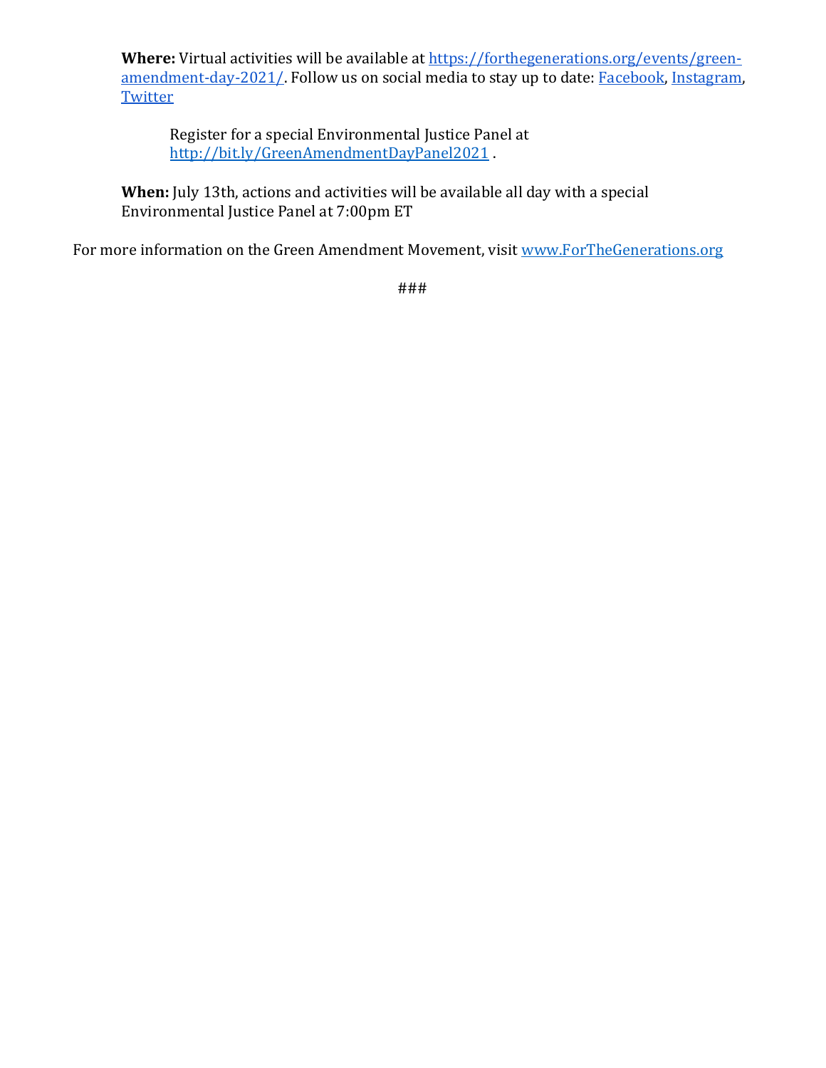**Where:** Virtual activities will be available at https://forthegenerations.org/events/green-amendment-day-2021/. Follow us on social media to stay up to date: Facebook, Instagram, Twitter

Register for a special Environmental Justice Panel at http://bit.ly/GreenAmendmentDayPanel2021 .

**When:** July 13th, actions and activities will be available all day with a special Environmental Justice Panel at 7:00pm ET

For more information on the Green Amendment Movement, visit www.ForTheGenerations.org

###